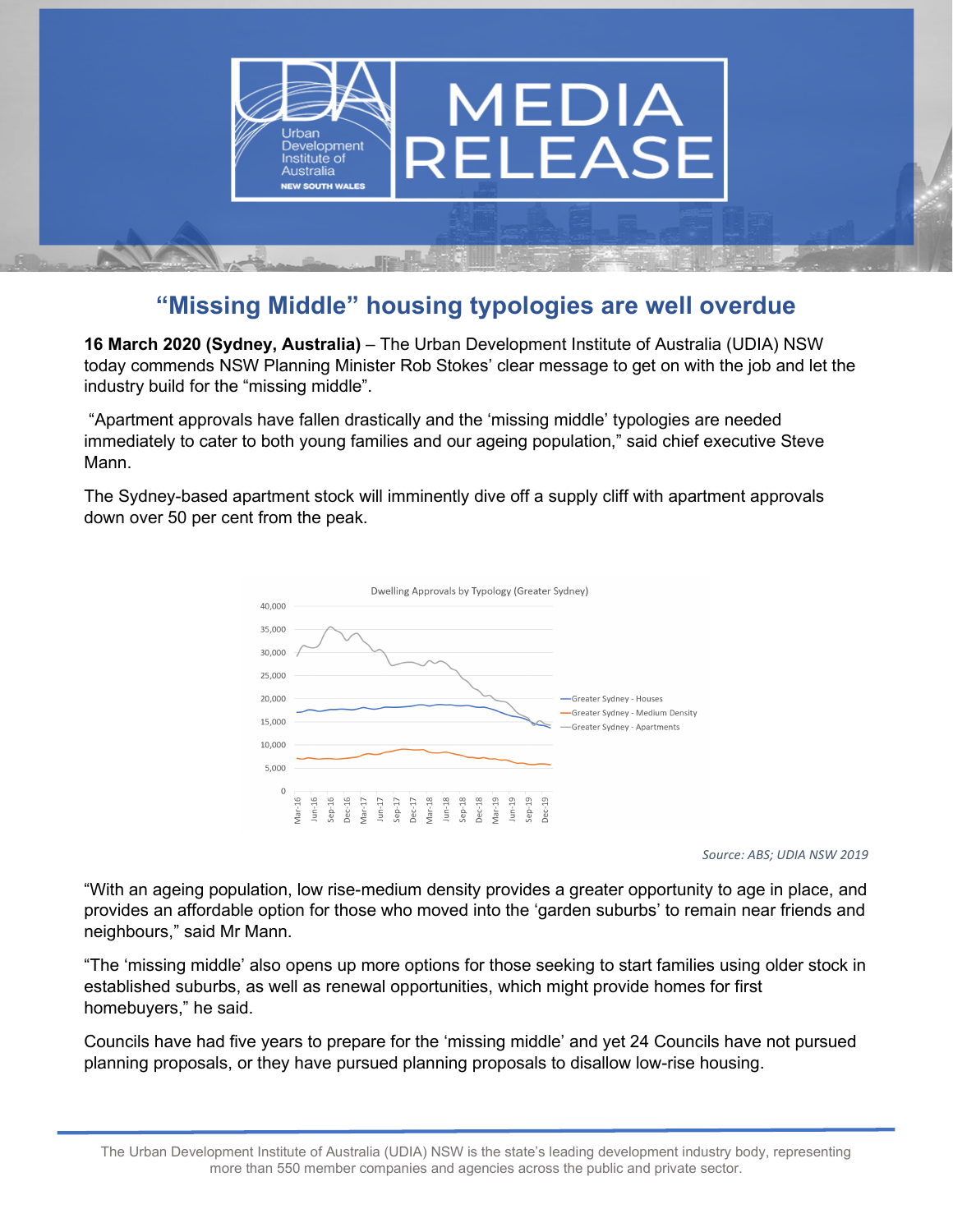# "Missing Middle" housing typologies are well overdue

**16 March 2020 (Sydney, Australia)** – The Urban Development Institute of Australia (UDIA) NSW today commends NSW Planning Minister Rob Stokes' clear message to get on with the job and let the industry build for the "missing middle".

"Apartment approvals have fallen drastically and the 'missing middle' typologies are needed immediately to cater to both young families and our ageing population," said chief executive Steve Mann.

The Sydney-based apartment stock will imminently dive off a supply cliff with apartment approvals down over 50 per cent from the peak.

*Source: ABS; UDIA NSW 2019*

"With an ageing population, low rise-medium density provides a greater opportunity to age in place, and provides an affordable option for those who moved into the 'garden suburbs' to remain near friends and neighbours," said Mr Mann.

"The 'missing middle' also opens up more options for those seeking to start families using older stock in established suburbs, as well as renewal opportunities, which might provide homes for first homebuyers," he said.

Councils have had five years to prepare for the 'missing middle' and yet 24 Councils have not pursued planning proposals, or they have pursued planning proposals to disallow low-rise housing.

The Urban Development Institute of Australia (UDIA) NSW is the state's leading development industry body, representing more than 550 member companies and agencies across the public and private sector.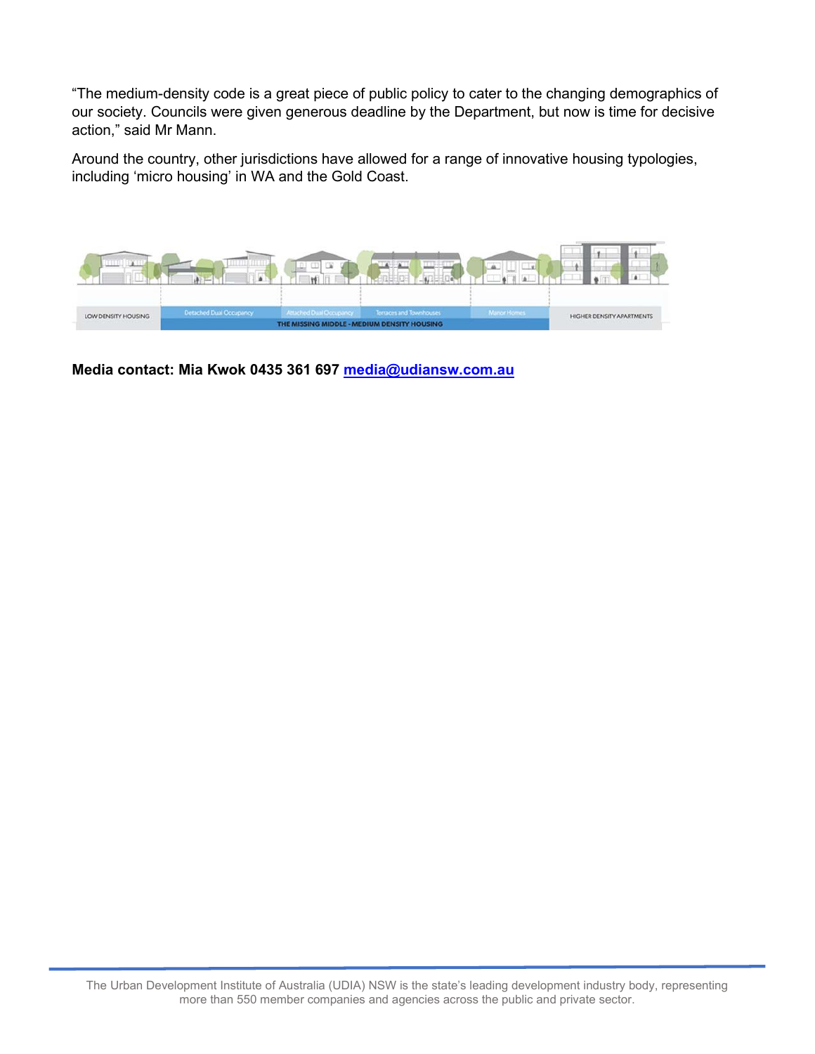"The medium-density code is a great piece of public policy to cater to the changing demographics of our society. Councils were given generous deadline by the Department, but now is time for decisive action," said Mr Mann.

Around the country, other jurisdictions have allowed for a range of innovative housing typologies, including 'micro housing' in WA and the Gold Coast.

LOW DENSITY HOUSING

Detached Dual Occupancy

Attached Dual Occupancy

Terraces and Townhouses

Manor Homes

THE MISSING MIDDLE - MEDIUM DENSITY HOUSING

HIGHER DENSITY APARTMENTS

**Media contact: Mia Kwok 0435 361 697 media@udiansw.com.au**